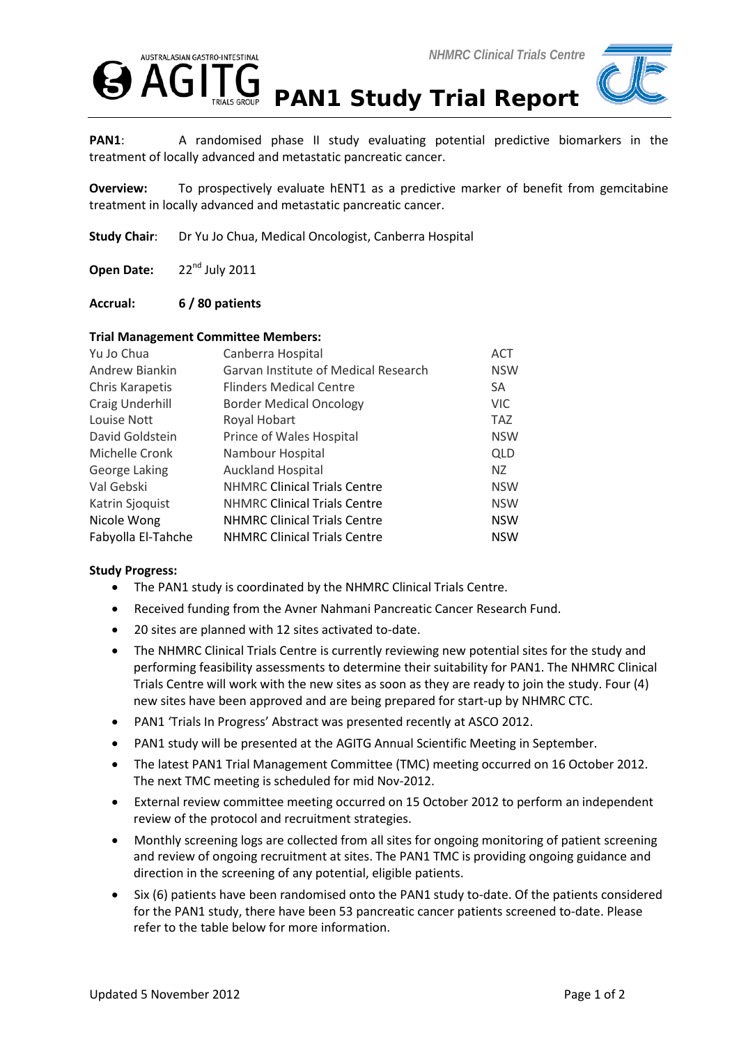# PAN1 Study Trial Report

**PAN1**: A randomised phase II study evaluating potential predictive biomarkers in the treatment of locally advanced and metastatic pancreatic cancer.

**Overview:** To prospectively evaluate hENT1 as a predictive marker of benefit from gemcitabine treatment in locally advanced and metastatic pancreatic cancer.

**Study Chair**: Dr Yu Jo Chua, Medical Oncologist, Canberra Hospital

**Open Date:** 22nd July 2011

**Accrual:** **6 / 80 patients**

**Trial Management Committee Members:**

| | | |
|---|---|---|
| Yu Jo Chua | Canberra Hospital | ACT |
| Andrew Biankin | Garvan Institute of Medical Research | NSW |
| Chris Karapetis | Flinders Medical Centre | SA |
| Craig Underhill | Border Medical Oncology | VIC |
| Louise Nott | Royal Hobart | TAZ |
| David Goldstein | Prince of Wales Hospital | NSW |
| Michelle Cronk | Nambour Hospital | QLD |
| George Laking | Auckland Hospital | NZ |
| Val Gebski | NHMRC Clinical Trials Centre | NSW |
| Katrin Sjoquist | NHMRC Clinical Trials Centre | NSW |
| Nicole Wong | NHMRC Clinical Trials Centre | NSW |
| Fabyolla El-Tahche | NHMRC Clinical Trials Centre | NSW |

**Study Progress:**

- The PAN1 study is coordinated by the NHMRC Clinical Trials Centre.
- Received funding from the Avner Nahmani Pancreatic Cancer Research Fund.
- 20 sites are planned with 12 sites activated to-date.
- The NHMRC Clinical Trials Centre is currently reviewing new potential sites for the study and performing feasibility assessments to determine their suitability for PAN1. The NHMRC Clinical Trials Centre will work with the new sites as soon as they are ready to join the study. Four (4) new sites have been approved and are being prepared for start-up by NHMRC CTC.
- PAN1 'Trials In Progress' Abstract was presented recently at ASCO 2012.
- PAN1 study will be presented at the AGITG Annual Scientific Meeting in September.
- The latest PAN1 Trial Management Committee (TMC) meeting occurred on 16 October 2012. The next TMC meeting is scheduled for mid Nov-2012.
- External review committee meeting occurred on 15 October 2012 to perform an independent review of the protocol and recruitment strategies.
- Monthly screening logs are collected from all sites for ongoing monitoring of patient screening and review of ongoing recruitment at sites. The PAN1 TMC is providing ongoing guidance and direction in the screening of any potential, eligible patients.
- Six (6) patients have been randomised onto the PAN1 study to-date. Of the patients considered for the PAN1 study, there have been 53 pancreatic cancer patients screened to-date. Please refer to the table below for more information.

Updated 5 November 2012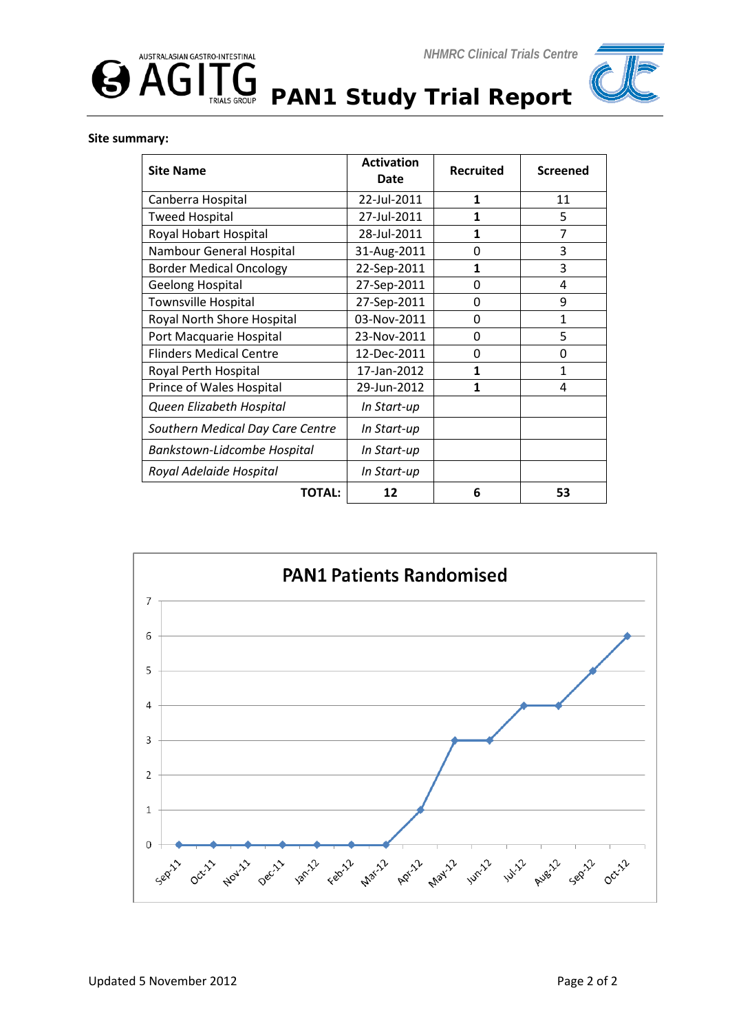# PAN1 Study Trial Report

AUSTRALASIAN GASTRO-INTESTINAL AGITG TRIALS GROUP

NHMRC Clinical Trials Centre

**Site summary:**

| Site Name | Activation Date | Recruited | Screened |
|---|---|---|---|
| Canberra Hospital | 22-Jul-2011 | **1** | 11 |
| Tweed Hospital | 27-Jul-2011 | **1** | 5 |
| Royal Hobart Hospital | 28-Jul-2011 | **1** | 7 |
| Nambour General Hospital | 31-Aug-2011 | 0 | 3 |
| Border Medical Oncology | 22-Sep-2011 | **1** | 3 |
| Geelong Hospital | 27-Sep-2011 | 0 | 4 |
| Townsville Hospital | 27-Sep-2011 | 0 | 9 |
| Royal North Shore Hospital | 03-Nov-2011 | 0 | 1 |
| Port Macquarie Hospital | 23-Nov-2011 | 0 | 5 |
| Flinders Medical Centre | 12-Dec-2011 | 0 | 0 |
| Royal Perth Hospital | 17-Jan-2012 | **1** | 1 |
| Prince of Wales Hospital | 29-Jun-2012 | **1** | 4 |
| *Queen Elizabeth Hospital* | *In Start-up* | | |
| *Southern Medical Day Care Centre* | *In Start-up* | | |
| *Bankstown-Lidcombe Hospital* | *In Start-up* | | |
| *Royal Adelaide Hospital* | *In Start-up* | | |
| **TOTAL:** | **12** | **6** | **53** |

PAN1 Patients Randomised

7
6
5
4
3
2
1
0

Sep-11 Oct-11 Nov-11 Dec-11 Jan-12 Feb-12 Mar-12 Apr-12 May-12 Jun-12 Jul-12 Aug-12 Sep-12 Oct-12

Updated 5 November 2012